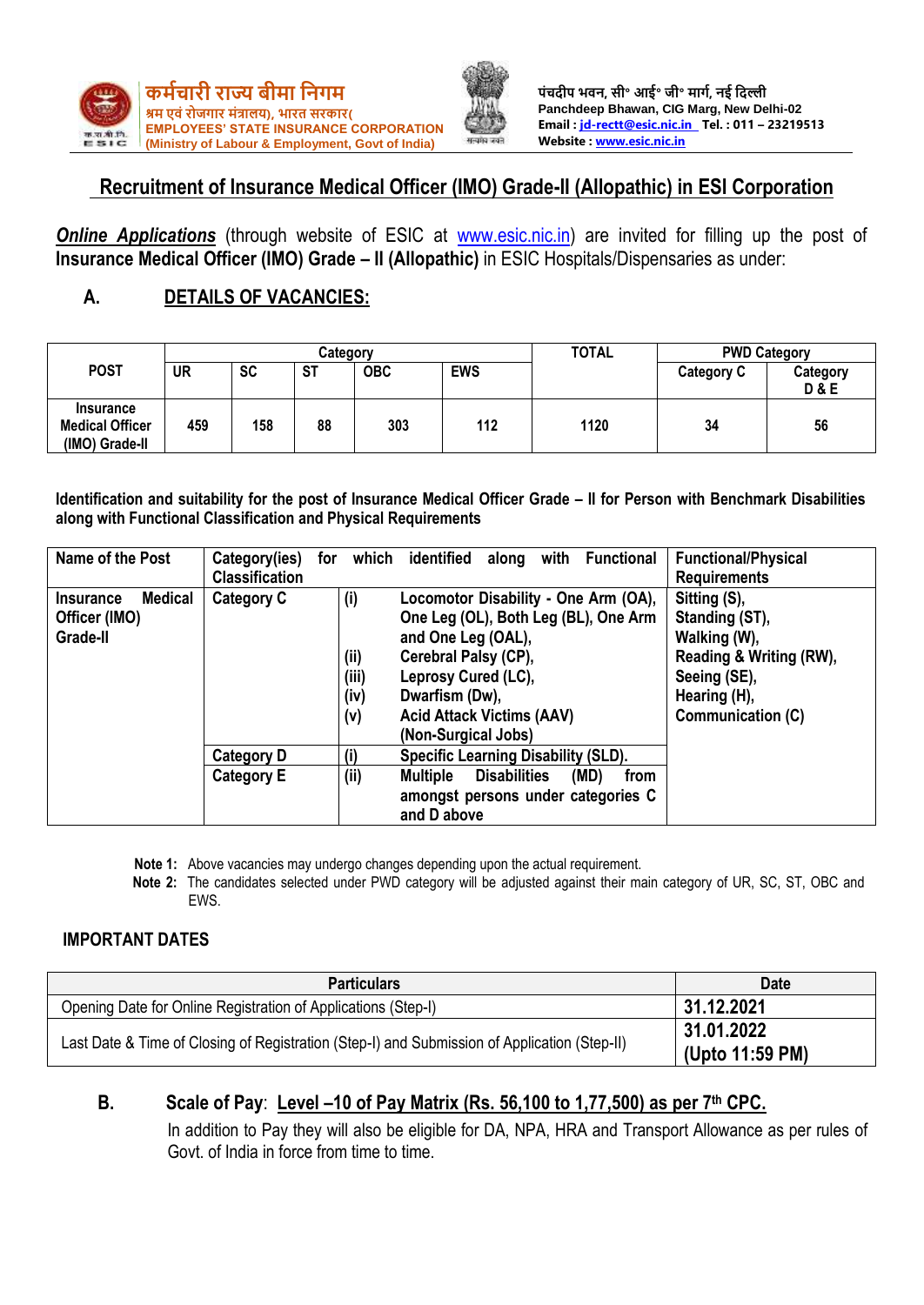कर्मचारी राज्य बीमा निगम
श्रम एवं रोजगार मंत्रालय), भारत सरकार(
EMPLOYEES' STATE INSURANCE CORPORATION
(Ministry of Labour & Employment, Govt of India)

पंचदीप भवन, सी॰ आई॰ जी॰ मार्ग, नई दिल्ली
Panchdeep Bhawan, CIG Marg, New Delhi-02
Email : jd-rectt@esic.nic.in Tel. : 011 – 23219513
Website : www.esic.nic.in

# Recruitment of Insurance Medical Officer (IMO) Grade-II (Allopathic) in ESI Corporation

***Online Applications*** (through website of ESIC at www.esic.nic.in) are invited for filling up the post of **Insurance Medical Officer (IMO) Grade – II (Allopathic)** in ESIC Hospitals/Dispensaries as under:

## A. DETAILS OF VACANCIES:

| POST | Category | | | | | TOTAL | PWD Category | |
|---|---|---|---|---|---|---|---|---|
| | UR | SC | ST | OBC | EWS | | Category C | Category D & E |
| Insurance Medical Officer (IMO) Grade-II | 459 | 158 | 88 | 303 | 112 | 1120 | 34 | 56 |

**Identification and suitability for the post of Insurance Medical Officer Grade – II for Person with Benchmark Disabilities along with Functional Classification and Physical Requirements**

| Name of the Post | Category(ies) for which identified along with Functional Classification | | | Functional/Physical Requirements |
|---|---|---|---|---|
| Insurance Medical Officer (IMO) Grade-II | Category C | (i)<br>(ii)<br>(iii)<br>(iv)<br>(v) | Locomotor Disability - One Arm (OA), One Leg (OL), Both Leg (BL), One Arm and One Leg (OAL),<br>Cerebral Palsy (CP),<br>Leprosy Cured (LC),<br>Dwarfism (Dw),<br>Acid Attack Victims (AAV)<br>(Non-Surgical Jobs) | Sitting (S),<br>Standing (ST),<br>Walking (W),<br>Reading & Writing (RW),<br>Seeing (SE),<br>Hearing (H),<br>Communication (C) |
| | Category D | (i) | Specific Learning Disability (SLD). | |
| | Category E | (ii) | Multiple Disabilities (MD) from amongst persons under categories C and D above | |

**Note 1:** Above vacancies may undergo changes depending upon the actual requirement.
**Note 2:** The candidates selected under PWD category will be adjusted against their main category of UR, SC, ST, OBC and EWS.

### IMPORTANT DATES

| Particulars | Date |
|---|---|
| Opening Date for Online Registration of Applications (Step-I) | **31.12.2021** |
| Last Date & Time of Closing of Registration (Step-I) and Submission of Application (Step-II) | **31.01.2022 (Upto 11:59 PM)** |

## B. Scale of Pay: Level –10 of Pay Matrix (Rs. 56,100 to 1,77,500) as per 7th CPC.

In addition to Pay they will also be eligible for DA, NPA, HRA and Transport Allowance as per rules of Govt. of India in force from time to time.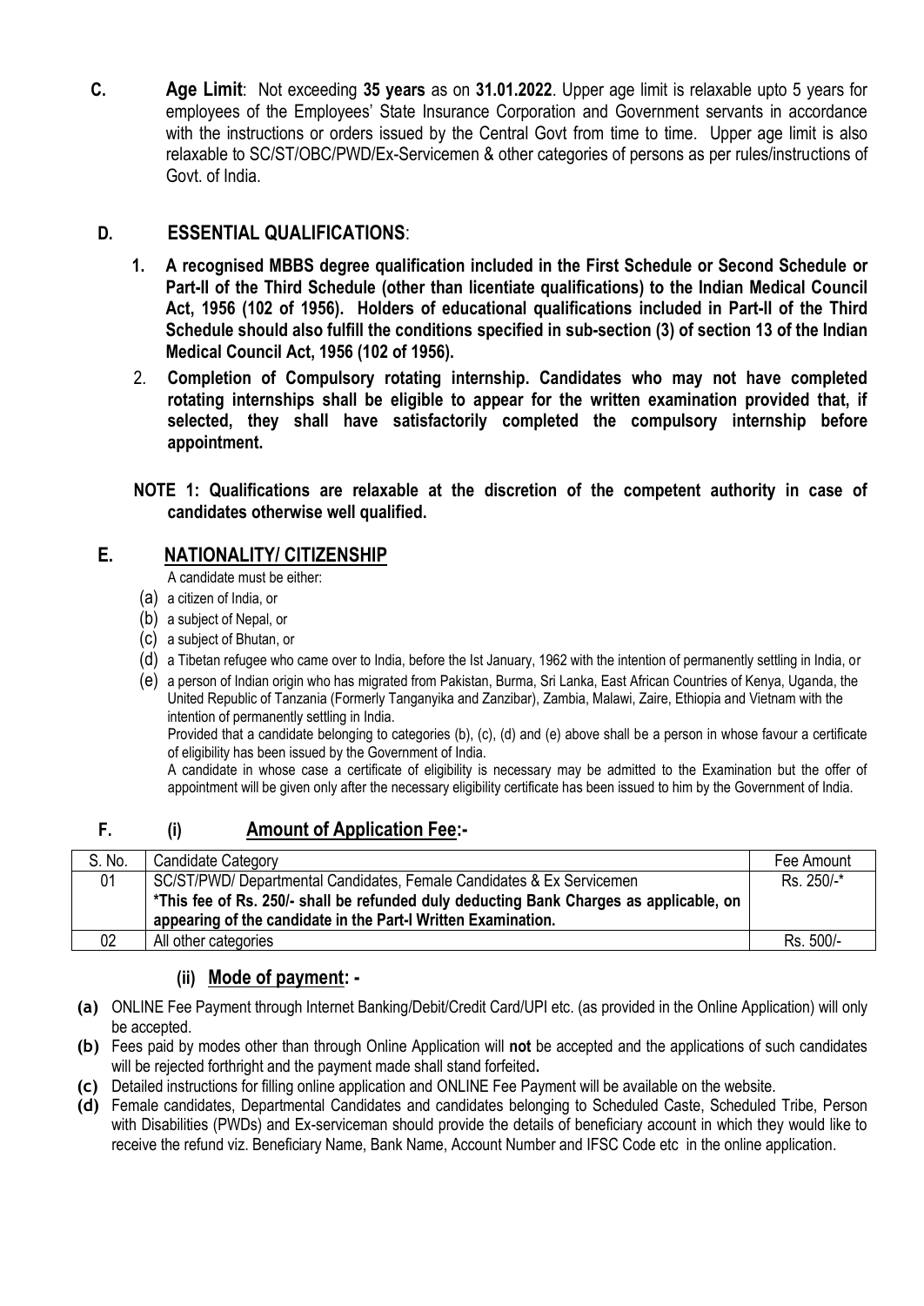**C. Age Limit**: Not exceeding **35 years** as on **31.01.2022**. Upper age limit is relaxable upto 5 years for employees of the Employees' State Insurance Corporation and Government servants in accordance with the instructions or orders issued by the Central Govt from time to time. Upper age limit is also relaxable to SC/ST/OBC/PWD/Ex-Servicemen & other categories of persons as per rules/instructions of Govt. of India.

## D. ESSENTIAL QUALIFICATIONS:

1. **A recognised MBBS degree qualification included in the First Schedule or Second Schedule or Part-II of the Third Schedule (other than licentiate qualifications) to the Indian Medical Council Act, 1956 (102 of 1956). Holders of educational qualifications included in Part-II of the Third Schedule should also fulfill the conditions specified in sub-section (3) of section 13 of the Indian Medical Council Act, 1956 (102 of 1956).**
2. **Completion of Compulsory rotating internship. Candidates who may not have completed rotating internships shall be eligible to appear for the written examination provided that, if selected, they shall have satisfactorily completed the compulsory internship before appointment.**

**NOTE 1: Qualifications are relaxable at the discretion of the competent authority in case of candidates otherwise well qualified.**

## E. NATIONALITY/ CITIZENSHIP

A candidate must be either:

(a) a citizen of India, or

(b) a subject of Nepal, or

(c) a subject of Bhutan, or

(d) a Tibetan refugee who came over to India, before the Ist January, 1962 with the intention of permanently settling in India, or

(e) a person of Indian origin who has migrated from Pakistan, Burma, Sri Lanka, East African Countries of Kenya, Uganda, the United Republic of Tanzania (Formerly Tanganyika and Zanzibar), Zambia, Malawi, Zaire, Ethiopia and Vietnam with the intention of permanently settling in India.

Provided that a candidate belonging to categories (b), (c), (d) and (e) above shall be a person in whose favour a certificate of eligibility has been issued by the Government of India.

A candidate in whose case a certificate of eligibility is necessary may be admitted to the Examination but the offer of appointment will be given only after the necessary eligibility certificate has been issued to him by the Government of India.

## F. (i) Amount of Application Fee:-

| S. No. | Candidate Category | Fee Amount |
|---|---|---|
| 01 | SC/ST/PWD/ Departmental Candidates, Female Candidates & Ex Servicemen<br>**\*This fee of Rs. 250/- shall be refunded duly deducting Bank Charges as applicable, on appearing of the candidate in the Part-I Written Examination.** | Rs. 250/-* |
| 02 | All other categories | Rs. 500/- |

### (ii) Mode of payment: -

**(a)** ONLINE Fee Payment through Internet Banking/Debit/Credit Card/UPI etc. (as provided in the Online Application) will only be accepted.

**(b)** Fees paid by modes other than through Online Application will **not** be accepted and the applications of such candidates will be rejected forthright and the payment made shall stand forfeited**.**

**(c)** Detailed instructions for filling online application and ONLINE Fee Payment will be available on the website.

**(d)** Female candidates, Departmental Candidates and candidates belonging to Scheduled Caste, Scheduled Tribe, Person with Disabilities (PWDs) and Ex-serviceman should provide the details of beneficiary account in which they would like to receive the refund viz. Beneficiary Name, Bank Name, Account Number and IFSC Code etc in the online application.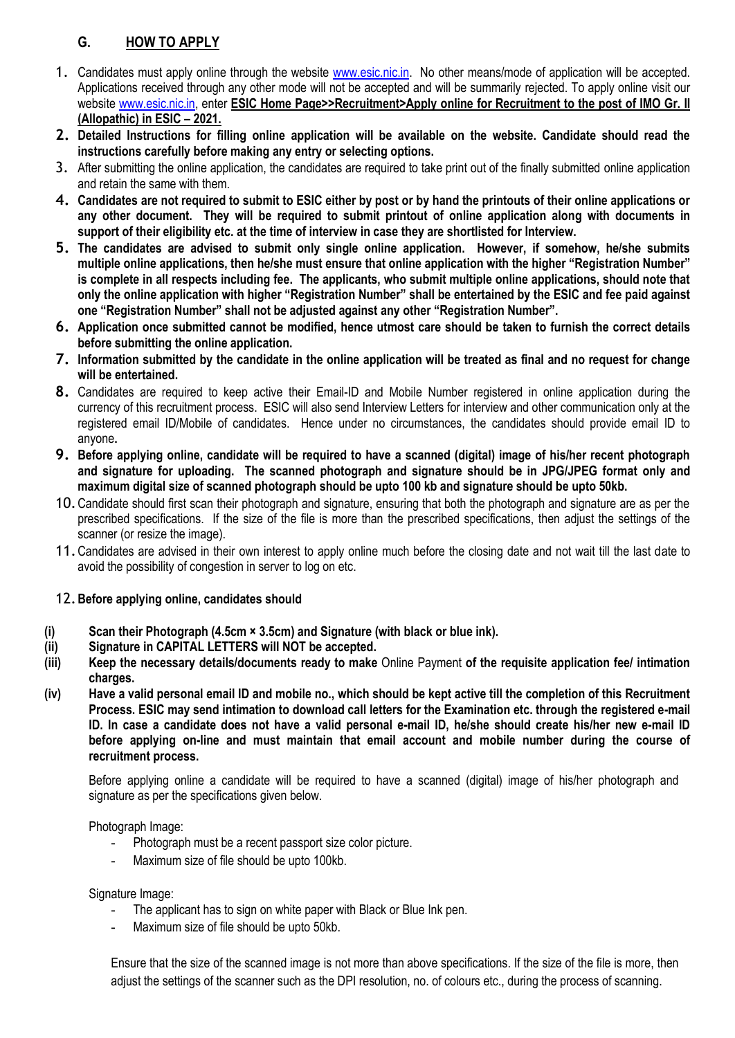## G. HOW TO APPLY

1. Candidates must apply online through the website www.esic.nic.in. No other means/mode of application will be accepted. Applications received through any other mode will not be accepted and will be summarily rejected. To apply online visit our website www.esic.nic.in, enter **ESIC Home Page>>Recruitment>Apply online for Recruitment to the post of IMO Gr. II (Allopathic) in ESIC – 2021.**
2. **Detailed Instructions for filling online application will be available on the website. Candidate should read the instructions carefully before making any entry or selecting options.**
3. After submitting the online application, the candidates are required to take print out of the finally submitted online application and retain the same with them.
4. **Candidates are not required to submit to ESIC either by post or by hand the printouts of their online applications or any other document. They will be required to submit printout of online application along with documents in support of their eligibility etc. at the time of interview in case they are shortlisted for Interview.**
5. **The candidates are advised to submit only single online application. However, if somehow, he/she submits multiple online applications, then he/she must ensure that online application with the higher "Registration Number" is complete in all respects including fee. The applicants, who submit multiple online applications, should note that only the online application with higher "Registration Number" shall be entertained by the ESIC and fee paid against one "Registration Number" shall not be adjusted against any other "Registration Number".**
6. **Application once submitted cannot be modified, hence utmost care should be taken to furnish the correct details before submitting the online application.**
7. **Information submitted by the candidate in the online application will be treated as final and no request for change will be entertained.**
8. Candidates are required to keep active their Email-ID and Mobile Number registered in online application during the currency of this recruitment process. ESIC will also send Interview Letters for interview and other communication only at the registered email ID/Mobile of candidates. Hence under no circumstances, the candidates should provide email ID to anyone**.**
9. **Before applying online, candidate will be required to have a scanned (digital) image of his/her recent photograph and signature for uploading. The scanned photograph and signature should be in JPG/JPEG format only and maximum digital size of scanned photograph should be upto 100 kb and signature should be upto 50kb.**
10. Candidate should first scan their photograph and signature, ensuring that both the photograph and signature are as per the prescribed specifications. If the size of the file is more than the prescribed specifications, then adjust the settings of the scanner (or resize the image).
11. Candidates are advised in their own interest to apply online much before the closing date and not wait till the last date to avoid the possibility of congestion in server to log on etc.
12. **Before applying online, candidates should**

(i) **Scan their Photograph (4.5cm × 3.5cm) and Signature (with black or blue ink).**

(ii) **Signature in CAPITAL LETTERS will NOT be accepted.**

(iii) **Keep the necessary details/documents ready to make** Online Payment **of the requisite application fee/ intimation charges.**

(iv) **Have a valid personal email ID and mobile no., which should be kept active till the completion of this Recruitment Process. ESIC may send intimation to download call letters for the Examination etc. through the registered e-mail ID. In case a candidate does not have a valid personal e-mail ID, he/she should create his/her new e-mail ID before applying on-line and must maintain that email account and mobile number during the course of recruitment process.**

Before applying online a candidate will be required to have a scanned (digital) image of his/her photograph and signature as per the specifications given below.

Photograph Image:

- Photograph must be a recent passport size color picture.
- Maximum size of file should be upto 100kb.

Signature Image:

- The applicant has to sign on white paper with Black or Blue Ink pen.
- Maximum size of file should be upto 50kb.

Ensure that the size of the scanned image is not more than above specifications. If the size of the file is more, then adjust the settings of the scanner such as the DPI resolution, no. of colours etc., during the process of scanning.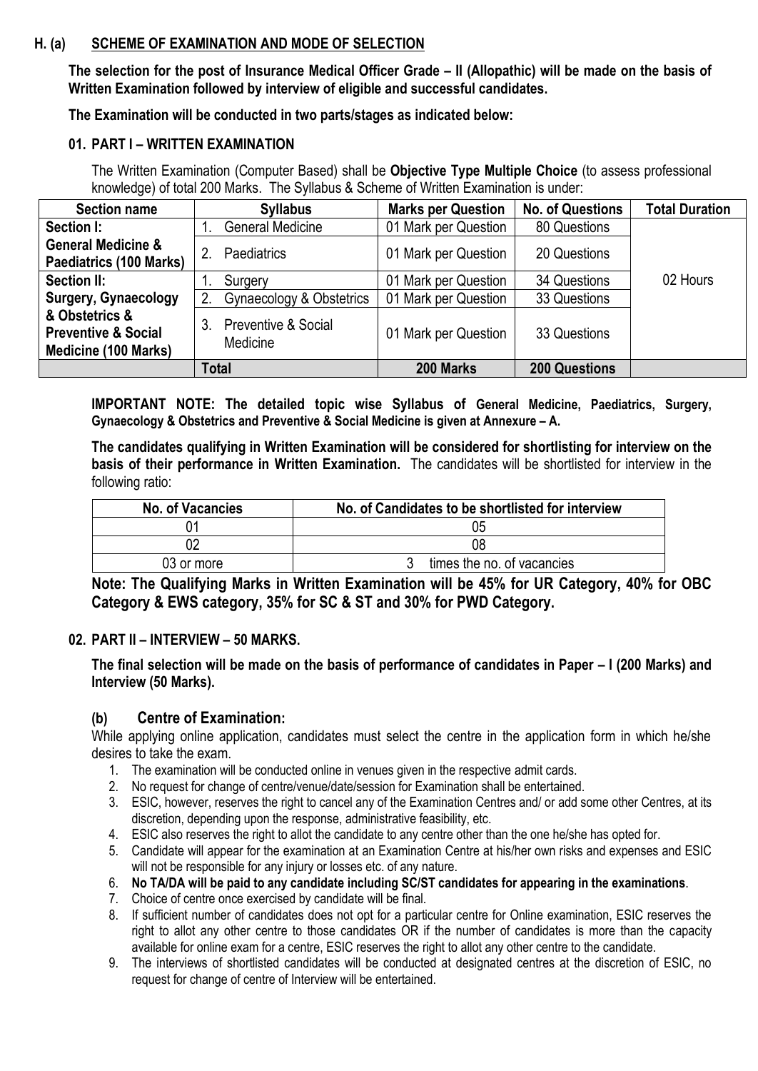**H. (a) SCHEME OF EXAMINATION AND MODE OF SELECTION**

**The selection for the post of Insurance Medical Officer Grade – II (Allopathic) will be made on the basis of Written Examination followed by interview of eligible and successful candidates.**

**The Examination will be conducted in two parts/stages as indicated below:**

**01. PART I – WRITTEN EXAMINATION**

The Written Examination (Computer Based) shall be **Objective Type Multiple Choice** (to assess professional knowledge) of total 200 Marks. The Syllabus & Scheme of Written Examination is under:

| Section name | Syllabus | Marks per Question | No. of Questions | Total Duration |
|---|---|---|---|---|
| **Section I: General Medicine & Paediatrics (100 Marks)** | 1. General Medicine | 01 Mark per Question | 80 Questions | 02 Hours |
| | 2. Paediatrics | 01 Mark per Question | 20 Questions | |
| **Section II: Surgery, Gynaecology & Obstetrics & Preventive & Social Medicine (100 Marks)** | 1. Surgery | 01 Mark per Question | 34 Questions | |
| | 2. Gynaecology & Obstetrics | 01 Mark per Question | 33 Questions | |
| | 3. Preventive & Social Medicine | 01 Mark per Question | 33 Questions | |
| | **Total** | **200 Marks** | **200 Questions** | |

**IMPORTANT NOTE: The detailed topic wise Syllabus of General Medicine, Paediatrics, Surgery, Gynaecology & Obstetrics and Preventive & Social Medicine is given at Annexure – A.**

**The candidates qualifying in Written Examination will be considered for shortlisting for interview on the basis of their performance in Written Examination.** The candidates will be shortlisted for interview in the following ratio:

| No. of Vacancies | No. of Candidates to be shortlisted for interview |
|---|---|
| 01 | 05 |
| 02 | 08 |
| 03 or more | 3 times the no. of vacancies |

**Note: The Qualifying Marks in Written Examination will be 45% for UR Category, 40% for OBC Category & EWS category, 35% for SC & ST and 30% for PWD Category.**

**02. PART II – INTERVIEW – 50 MARKS.**

**The final selection will be made on the basis of performance of candidates in Paper – I (200 Marks) and Interview (50 Marks).**

**(b) Centre of Examination:**

While applying online application, candidates must select the centre in the application form in which he/she desires to take the exam.

1. The examination will be conducted online in venues given in the respective admit cards.
2. No request for change of centre/venue/date/session for Examination shall be entertained.
3. ESIC, however, reserves the right to cancel any of the Examination Centres and/ or add some other Centres, at its discretion, depending upon the response, administrative feasibility, etc.
4. ESIC also reserves the right to allot the candidate to any centre other than the one he/she has opted for.
5. Candidate will appear for the examination at an Examination Centre at his/her own risks and expenses and ESIC will not be responsible for any injury or losses etc. of any nature.
6. **No TA/DA will be paid to any candidate including SC/ST candidates for appearing in the examinations**.
7. Choice of centre once exercised by candidate will be final.
8. If sufficient number of candidates does not opt for a particular centre for Online examination, ESIC reserves the right to allot any other centre to those candidates OR if the number of candidates is more than the capacity available for online exam for a centre, ESIC reserves the right to allot any other centre to the candidate.
9. The interviews of shortlisted candidates will be conducted at designated centres at the discretion of ESIC, no request for change of centre of Interview will be entertained.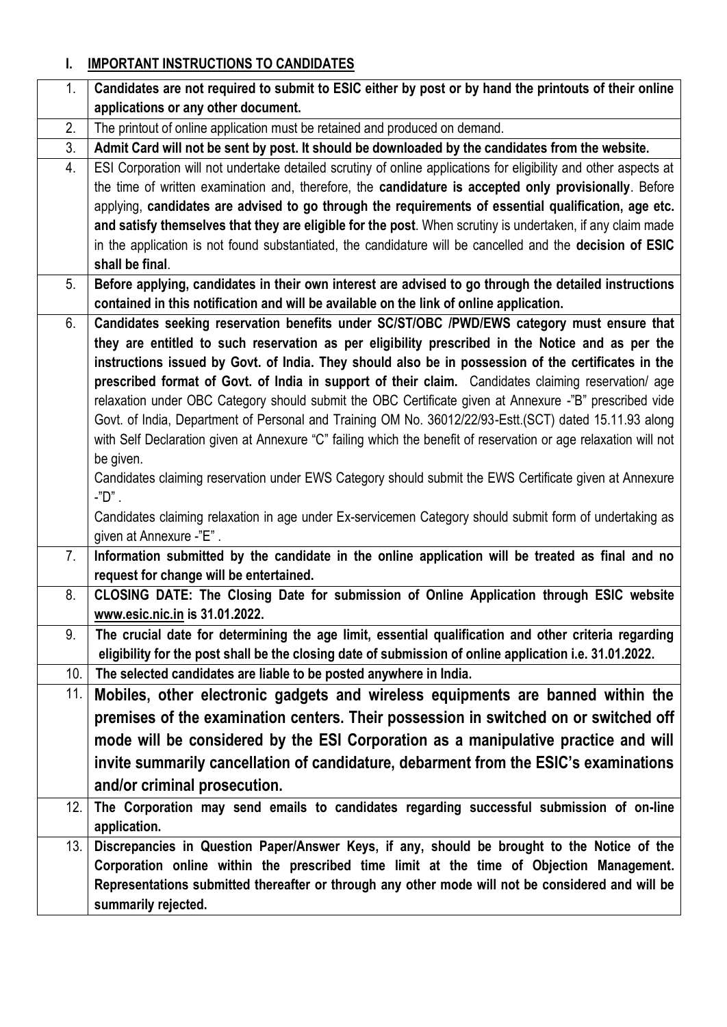## I. IMPORTANT INSTRUCTIONS TO CANDIDATES

| | |
|---|---|
| 1. | **Candidates are not required to submit to ESIC either by post or by hand the printouts of their online applications or any other document.** |
| 2. | The printout of online application must be retained and produced on demand. |
| 3. | **Admit Card will not be sent by post. It should be downloaded by the candidates from the website.** |
| 4. | ESI Corporation will not undertake detailed scrutiny of online applications for eligibility and other aspects at the time of written examination and, therefore, the **candidature is accepted only provisionally**. Before applying, **candidates are advised to go through the requirements of essential qualification, age etc. and satisfy themselves that they are eligible for the post**. When scrutiny is undertaken, if any claim made in the application is not found substantiated, the candidature will be cancelled and the **decision of ESIC shall be final**. |
| 5. | **Before applying, candidates in their own interest are advised to go through the detailed instructions contained in this notification and will be available on the link of online application.** |
| 6. | **Candidates seeking reservation benefits under SC/ST/OBC /PWD/EWS category must ensure that they are entitled to such reservation as per eligibility prescribed in the Notice and as per the instructions issued by Govt. of India. They should also be in possession of the certificates in the prescribed format of Govt. of India in support of their claim.** Candidates claiming reservation/ age relaxation under OBC Category should submit the OBC Certificate given at Annexure -"B" prescribed vide Govt. of India, Department of Personal and Training OM No. 36012/22/93-Estt.(SCT) dated 15.11.93 along with Self Declaration given at Annexure "C" failing which the benefit of reservation or age relaxation will not be given.<br>Candidates claiming reservation under EWS Category should submit the EWS Certificate given at Annexure -"D" .<br>Candidates claiming relaxation in age under Ex-servicemen Category should submit form of undertaking as given at Annexure -"E" . |
| 7. | **Information submitted by the candidate in the online application will be treated as final and no request for change will be entertained.** |
| 8. | **CLOSING DATE: The Closing Date for submission of Online Application through ESIC website www.esic.nic.in is 31.01.2022.** |
| 9. | **The crucial date for determining the age limit, essential qualification and other criteria regarding eligibility for the post shall be the closing date of submission of online application i.e. 31.01.2022.** |
| 10. | **The selected candidates are liable to be posted anywhere in India.** |
| 11. | **Mobiles, other electronic gadgets and wireless equipments are banned within the premises of the examination centers. Their possession in switched on or switched off mode will be considered by the ESI Corporation as a manipulative practice and will invite summarily cancellation of candidature, debarment from the ESIC's examinations and/or criminal prosecution.** |
| 12. | **The Corporation may send emails to candidates regarding successful submission of on-line application.** |
| 13. | **Discrepancies in Question Paper/Answer Keys, if any, should be brought to the Notice of the Corporation online within the prescribed time limit at the time of Objection Management. Representations submitted thereafter or through any other mode will not be considered and will be summarily rejected.** |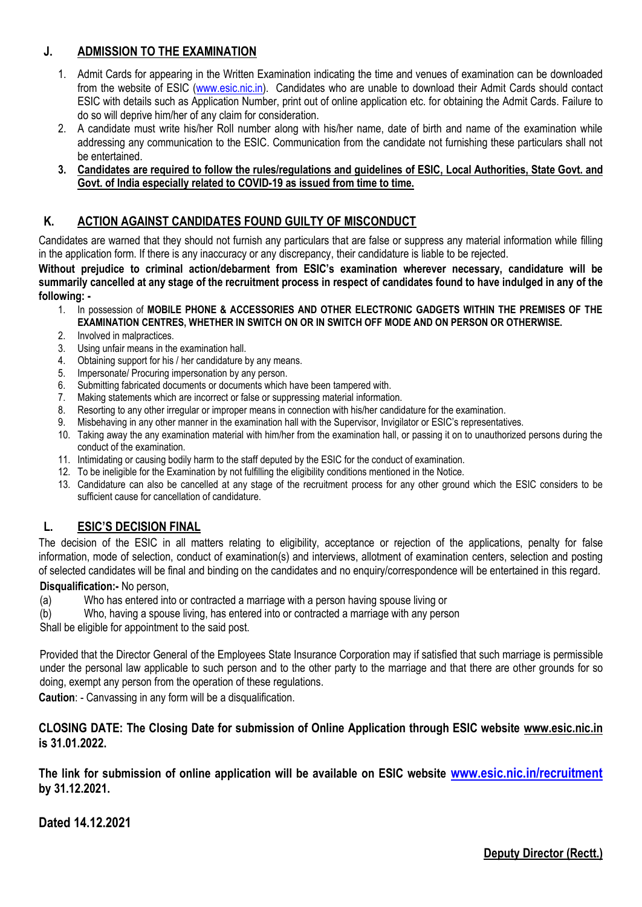## J. ADMISSION TO THE EXAMINATION

1. Admit Cards for appearing in the Written Examination indicating the time and venues of examination can be downloaded from the website of ESIC (www.esic.nic.in). Candidates who are unable to download their Admit Cards should contact ESIC with details such as Application Number, print out of online application etc. for obtaining the Admit Cards. Failure to do so will deprive him/her of any claim for consideration.
2. A candidate must write his/her Roll number along with his/her name, date of birth and name of the examination while addressing any communication to the ESIC. Communication from the candidate not furnishing these particulars shall not be entertained.
3. **Candidates are required to follow the rules/regulations and guidelines of ESIC, Local Authorities, State Govt. and Govt. of India especially related to COVID-19 as issued from time to time.**

## K. ACTION AGAINST CANDIDATES FOUND GUILTY OF MISCONDUCT

Candidates are warned that they should not furnish any particulars that are false or suppress any material information while filling in the application form. If there is any inaccuracy or any discrepancy, their candidature is liable to be rejected.

**Without prejudice to criminal action/debarment from ESIC's examination wherever necessary, candidature will be summarily cancelled at any stage of the recruitment process in respect of candidates found to have indulged in any of the following: -**

1. In possession of **MOBILE PHONE & ACCESSORIES AND OTHER ELECTRONIC GADGETS WITHIN THE PREMISES OF THE EXAMINATION CENTRES, WHETHER IN SWITCH ON OR IN SWITCH OFF MODE AND ON PERSON OR OTHERWISE.**
2. Involved in malpractices.
3. Using unfair means in the examination hall.
4. Obtaining support for his / her candidature by any means.
5. Impersonate/ Procuring impersonation by any person.
6. Submitting fabricated documents or documents which have been tampered with.
7. Making statements which are incorrect or false or suppressing material information.
8. Resorting to any other irregular or improper means in connection with his/her candidature for the examination.
9. Misbehaving in any other manner in the examination hall with the Supervisor, Invigilator or ESIC's representatives.
10. Taking away the any examination material with him/her from the examination hall, or passing it on to unauthorized persons during the conduct of the examination.
11. Intimidating or causing bodily harm to the staff deputed by the ESIC for the conduct of examination.
12. To be ineligible for the Examination by not fulfilling the eligibility conditions mentioned in the Notice.
13. Candidature can also be cancelled at any stage of the recruitment process for any other ground which the ESIC considers to be sufficient cause for cancellation of candidature.

## L. ESIC'S DECISION FINAL

The decision of the ESIC in all matters relating to eligibility, acceptance or rejection of the applications, penalty for false information, mode of selection, conduct of examination(s) and interviews, allotment of examination centers, selection and posting of selected candidates will be final and binding on the candidates and no enquiry/correspondence will be entertained in this regard.

**Disqualification:-** No person,

(a) Who has entered into or contracted a marriage with a person having spouse living or

(b) Who, having a spouse living, has entered into or contracted a marriage with any person

Shall be eligible for appointment to the said post.

Provided that the Director General of the Employees State Insurance Corporation may if satisfied that such marriage is permissible under the personal law applicable to such person and to the other party to the marriage and that there are other grounds for so doing, exempt any person from the operation of these regulations.

**Caution**: - Canvassing in any form will be a disqualification.

**CLOSING DATE: The Closing Date for submission of Online Application through ESIC website www.esic.nic.in is 31.01.2022.**

**The link for submission of online application will be available on ESIC website www.esic.nic.in/recruitment by 31.12.2021.**

**Dated 14.12.2021**

**Deputy Director (Rectt.)**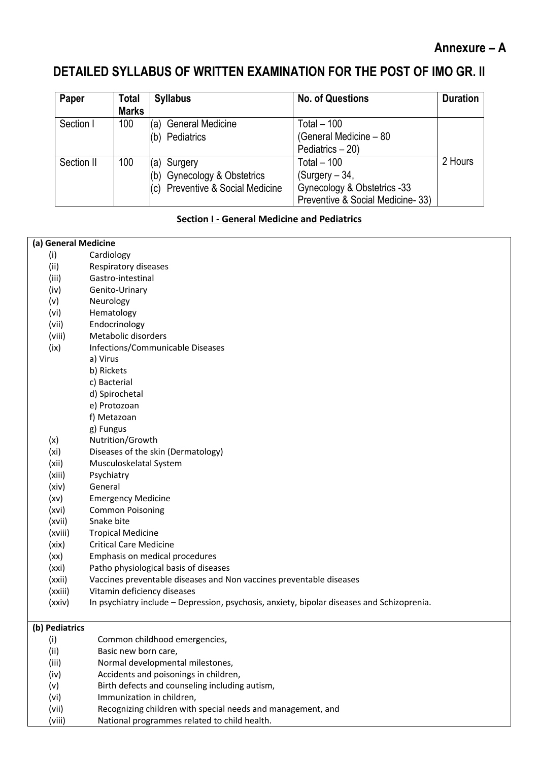**Annexure – A**

# DETAILED SYLLABUS OF WRITTEN EXAMINATION FOR THE POST OF IMO GR. II

| Paper | Total Marks | Syllabus | No. of Questions | Duration |
|---|---|---|---|---|
| Section I | 100 | (a) General Medicine<br>(b) Pediatrics | Total – 100<br>(General Medicine – 80<br>Pediatrics – 20) | 2 Hours |
| Section II | 100 | (a) Surgery<br>(b) Gynecology & Obstetrics<br>(c) Preventive & Social Medicine | Total – 100<br>(Surgery – 34,<br>Gynecology & Obstetrics -33<br>Preventive & Social Medicine- 33) | |

## Section I - General Medicine and Pediatrics

**(a) General Medicine**

- (i) Cardiology
- (ii) Respiratory diseases
- (iii) Gastro-intestinal
- (iv) Genito-Urinary
- (v) Neurology
- (vi) Hematology
- (vii) Endocrinology
- (viii) Metabolic disorders
- (ix) Infections/Communicable Diseases
  - a) Virus
  - b) Rickets
  - c) Bacterial
  - d) Spirochetal
  - e) Protozoan
  - f) Metazoan
  - g) Fungus
- (x) Nutrition/Growth
- (xi) Diseases of the skin (Dermatology)
- (xii) Musculoskelatal System
- (xiii) Psychiatry
- (xiv) General
- (xv) Emergency Medicine
- (xvi) Common Poisoning
- (xvii) Snake bite
- (xviii) Tropical Medicine
- (xix) Critical Care Medicine
- (xx) Emphasis on medical procedures
- (xxi) Patho physiological basis of diseases
- (xxii) Vaccines preventable diseases and Non vaccines preventable diseases
- (xxiii) Vitamin deficiency diseases
- (xxiv) In psychiatry include – Depression, psychosis, anxiety, bipolar diseases and Schizoprenia.

**(b) Pediatrics**

- (i) Common childhood emergencies,
- (ii) Basic new born care,
- (iii) Normal developmental milestones,
- (iv) Accidents and poisonings in children,
- (v) Birth defects and counseling including autism,
- (vi) Immunization in children,
- (vii) Recognizing children with special needs and management, and
- (viii) National programmes related to child health.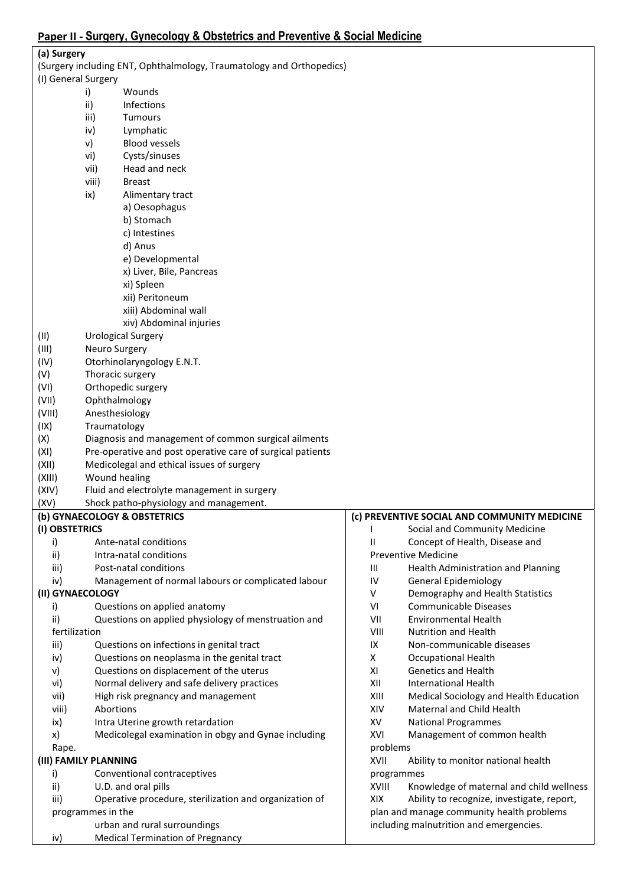## Paper II - Surgery, Gynecology & Obstetrics and Preventive & Social Medicine

### (a) Surgery

(Surgery including ENT, Ophthalmology, Traumatology and Orthopedics)

(I) General Surgery

- i) Wounds
- ii) Infections
- iii) Tumours
- iv) Lymphatic
- v) Blood vessels
- vi) Cysts/sinuses
- vii) Head and neck
- viii) Breast
- ix) Alimentary tract
  - a) Oesophagus
  - b) Stomach
  - c) Intestines
  - d) Anus
  - e) Developmental
- x) Liver, Bile, Pancreas
- xi) Spleen
- xii) Peritoneum
- xiii) Abdominal wall
- xiv) Abdominal injuries

(II) Urological Surgery

(III) Neuro Surgery

(IV) Otorhinolaryngology E.N.T.

(V) Thoracic surgery

(VI) Orthopedic surgery

(VII) Ophthalmology

(VIII) Anesthesiology

(IX) Traumatology

(X) Diagnosis and management of common surgical ailments

(XI) Pre-operative and post operative care of surgical patients

(XII) Medicolegal and ethical issues of surgery

(XIII) Wound healing

(XIV) Fluid and electrolyte management in surgery

(XV) Shock patho-physiology and management.

### (b) GYNAECOLOGY & OBSTETRICS

**(I) OBSTETRICS**

- i) Ante-natal conditions
- ii) Intra-natal conditions
- iii) Post-natal conditions
- iv) Management of normal labours or complicated labour

**(II) GYNAECOLOGY**

- i) Questions on applied anatomy
- ii) Questions on applied physiology of menstruation and fertilization
- iii) Questions on infections in genital tract
- iv) Questions on neoplasma in the genital tract
- v) Questions on displacement of the uterus
- vi) Normal delivery and safe delivery practices
- vii) High risk pregnancy and management
- viii) Abortions
- ix) Intra Uterine growth retardation
- x) Medicolegal examination in obgy and Gynae including Rape.

**(III) FAMILY PLANNING**

- i) Conventional contraceptives
- ii) U.D. and oral pills
- iii) Operative procedure, sterilization and organization of programmes in the urban and rural surroundings
- iv) Medical Termination of Pregnancy

### (c) PREVENTIVE SOCIAL AND COMMUNITY MEDICINE

- I Social and Community Medicine
- II Concept of Health, Disease and Preventive Medicine
- III Health Administration and Planning
- IV General Epidemiology
- V Demography and Health Statistics
- VI Communicable Diseases
- VII Environmental Health
- VIII Nutrition and Health
- IX Non-communicable diseases
- X Occupational Health
- XI Genetics and Health
- XII International Health
- XIII Medical Sociology and Health Education
- XIV Maternal and Child Health
- XV National Programmes
- XVI Management of common health problems
- XVII Ability to monitor national health programmes
- XVIII Knowledge of maternal and child wellness
- XIX Ability to recognize, investigate, report, plan and manage community health problems including malnutrition and emergencies.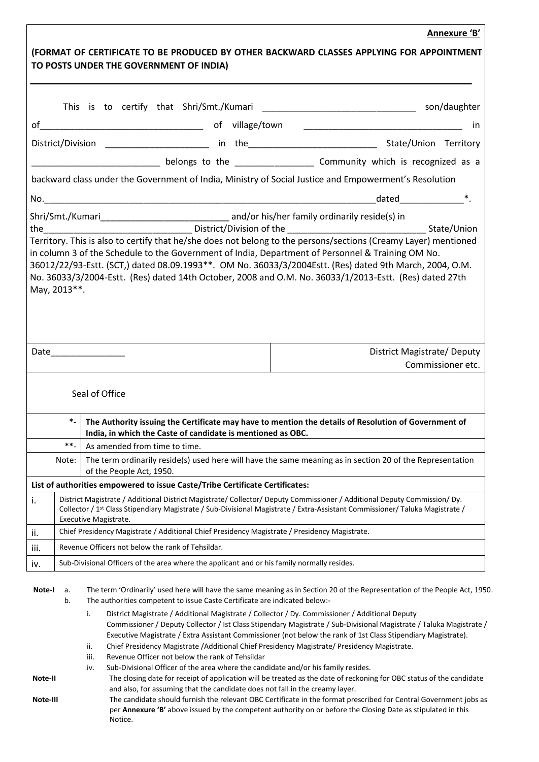**Annexure 'B'**

**(FORMAT OF CERTIFICATE TO BE PRODUCED BY OTHER BACKWARD CLASSES APPLYING FOR APPOINTMENT TO POSTS UNDER THE GOVERNMENT OF INDIA)**

---

This is to certify that Shri/Smt./Kumari ______________________________ son/daughter of________________________________ of village/town ________________________________ in District/Division _____________________ in the_________________________ State/Union Territory __________________________ belongs to the ________________ Community which is recognized as a backward class under the Government of India, Ministry of Social Justice and Empowerment's Resolution No.__________________________________________________________________dated_____________*.

Shri/Smt./Kumari_________________________ and/or his/her family ordinarily reside(s) in the_____________________________ District/Division of the ___________________________ State/Union Territory. This is also to certify that he/she does not belong to the persons/sections (Creamy Layer) mentioned in column 3 of the Schedule to the Government of India, Department of Personnel & Training OM No. 36012/22/93-Estt. (SCT,) dated 08.09.1993**. OM No. 36033/3/2004Estt. (Res) dated 9th March, 2004, O.M. No. 36033/3/2004-Estt. (Res) dated 14th October, 2008 and O.M. No. 36033/1/2013-Estt. (Res) dated 27th May, 2013**.

| Date_______________ | District Magistrate/ Deputy Commissioner etc. |
|---|---|

Seal of Office

| | |
|---|---|
| *- | **The Authority issuing the Certificate may have to mention the details of Resolution of Government of India, in which the Caste of candidate is mentioned as OBC.** |
| **- | As amended from time to time. |
| Note: | The term ordinarily reside(s) used here will have the same meaning as in section 20 of the Representation of the People Act, 1950. |

**List of authorities empowered to issue Caste/Tribe Certificate Certificates:**

| | |
|---|---|
| i. | District Magistrate / Additional District Magistrate/ Collector/ Deputy Commissioner / Additional Deputy Commission/ Dy. Collector / 1st Class Stipendiary Magistrate / Sub-Divisional Magistrate / Extra-Assistant Commissioner/ Taluka Magistrate / Executive Magistrate. |
| ii. | Chief Presidency Magistrate / Additional Chief Presidency Magistrate / Presidency Magistrate. |
| iii. | Revenue Officers not below the rank of Tehsildar. |
| iv. | Sub-Divisional Officers of the area where the applicant and or his family normally resides. |

**Note-I**

a. The term 'Ordinarily' used here will have the same meaning as in Section 20 of the Representation of the People Act, 1950.

b. The authorities competent to issue Caste Certificate are indicated below:-

i. District Magistrate / Additional Magistrate / Collector / Dy. Commissioner / Additional Deputy Commissioner / Deputy Collector / Ist Class Stipendary Magistrate / Sub-Divisional Magistrate / Taluka Magistrate / Executive Magistrate / Extra Assistant Commissioner (not below the rank of 1st Class Stipendiary Magistrate).

ii. Chief Presidency Magistrate /Additional Chief Presidency Magistrate/ Presidency Magistrate.

iii. Revenue Officer not below the rank of Tehsildar

iv. Sub-Divisional Officer of the area where the candidate and/or his family resides.

**Note-II** The closing date for receipt of application will be treated as the date of reckoning for OBC status of the candidate and also, for assuming that the candidate does not fall in the creamy layer.

**Note-III** The candidate should furnish the relevant OBC Certificate in the format prescribed for Central Government jobs as per **Annexure 'B'** above issued by the competent authority on or before the Closing Date as stipulated in this Notice.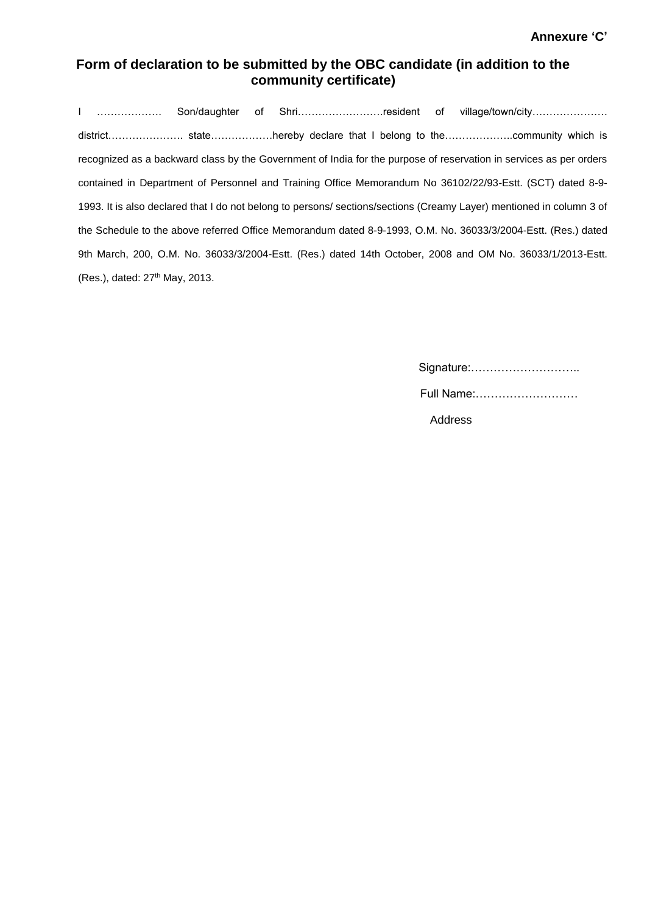**Annexure 'C'**

## Form of declaration to be submitted by the OBC candidate (in addition to the community certificate)

I ………………. Son/daughter of Shri…………………….resident of village/town/city………………… district…………………. state………………hereby declare that I belong to the………………..community which is recognized as a backward class by the Government of India for the purpose of reservation in services as per orders contained in Department of Personnel and Training Office Memorandum No 36102/22/93-Estt. (SCT) dated 8-9-1993. It is also declared that I do not belong to persons/ sections/sections (Creamy Layer) mentioned in column 3 of the Schedule to the above referred Office Memorandum dated 8-9-1993, O.M. No. 36033/3/2004-Estt. (Res.) dated 9th March, 200, O.M. No. 36033/3/2004-Estt. (Res.) dated 14th October, 2008 and OM No. 36033/1/2013-Estt. (Res.), dated: 27th May, 2013.

Signature:………………………..

Full Name:………………………

Address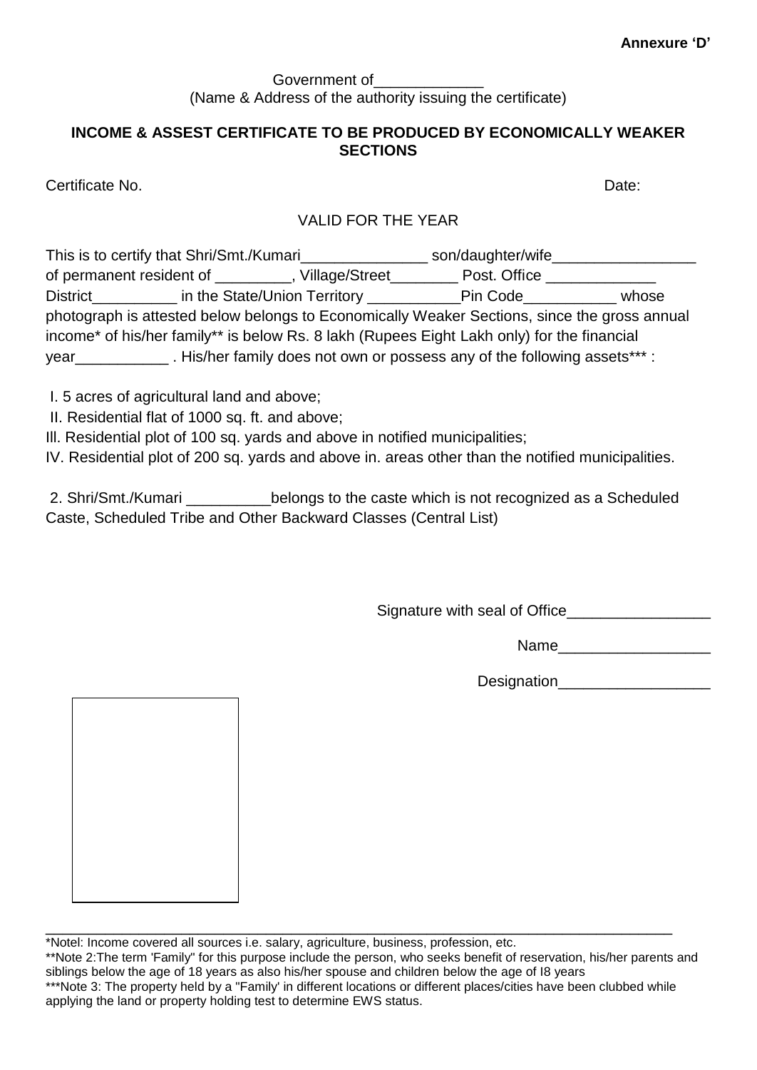**Annexure 'D'**

Government of_____________
(Name & Address of the authority issuing the certificate)

**INCOME & ASSEST CERTIFICATE TO BE PRODUCED BY ECONOMICALLY WEAKER SECTIONS**

Certificate No. Date:

VALID FOR THE YEAR

This is to certify that Shri/Smt./Kumari_______________ son/daughter/wife_________________ of permanent resident of _________, Village/Street________ Post. Office _____________ District__________ in the State/Union Territory ___________Pin Code___________ whose photograph is attested below belongs to Economically Weaker Sections, since the gross annual income* of his/her family** is below Rs. 8 lakh (Rupees Eight Lakh only) for the financial year___________ . His/her family does not own or possess any of the following assets*** :

I. 5 acres of agricultural land and above;
II. Residential flat of 1000 sq. ft. and above;
Ill. Residential plot of 100 sq. yards and above in notified municipalities;
IV. Residential plot of 200 sq. yards and above in. areas other than the notified municipalities.

2. Shri/Smt./Kumari __________belongs to the caste which is not recognized as a Scheduled Caste, Scheduled Tribe and Other Backward Classes (Central List)

Signature with seal of Office_________________

Name__________________

Designation__________________

---

*Notel: Income covered all sources i.e. salary, agriculture, business, profession, etc.

**Note 2:The term 'Family" for this purpose include the person, who seeks benefit of reservation, his/her parents and siblings below the age of 18 years as also his/her spouse and children below the age of I8 years

***Note 3: The property held by a "Family' in different locations or different places/cities have been clubbed while applying the land or property holding test to determine EWS status.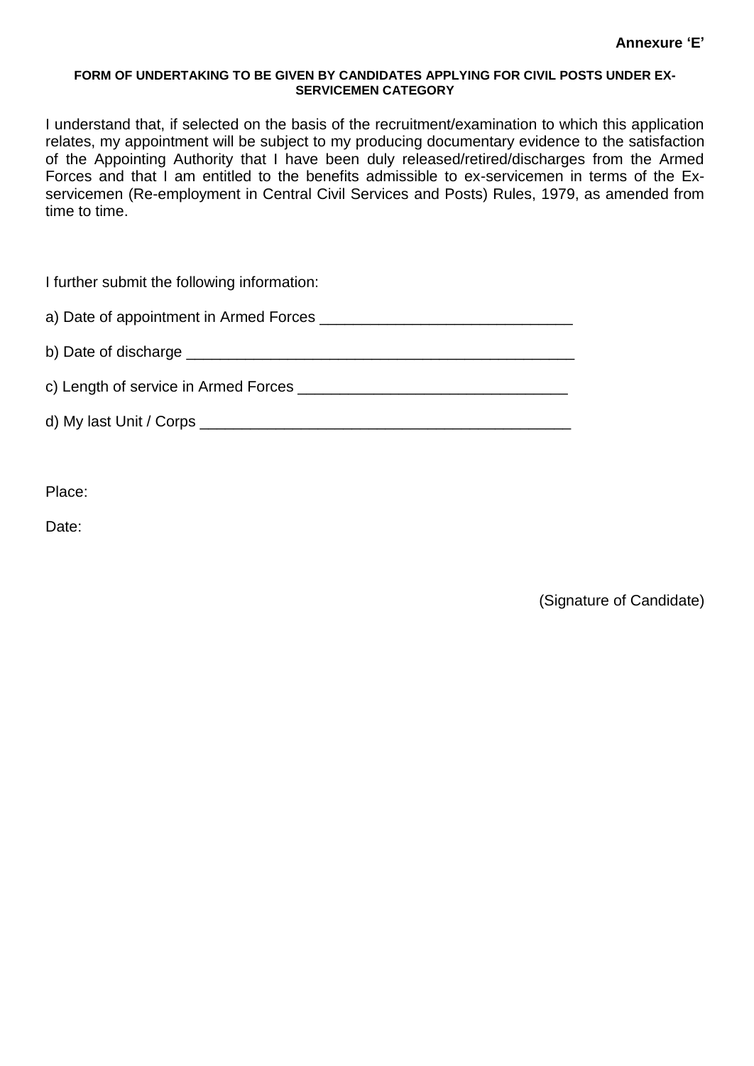**Annexure 'E'**

**FORM OF UNDERTAKING TO BE GIVEN BY CANDIDATES APPLYING FOR CIVIL POSTS UNDER EX-SERVICEMEN CATEGORY**

I understand that, if selected on the basis of the recruitment/examination to which this application relates, my appointment will be subject to my producing documentary evidence to the satisfaction of the Appointing Authority that I have been duly released/retired/discharges from the Armed Forces and that I am entitled to the benefits admissible to ex-servicemen in terms of the Ex-servicemen (Re-employment in Central Civil Services and Posts) Rules, 1979, as amended from time to time.

I further submit the following information:

a) Date of appointment in Armed Forces ______________________________

b) Date of discharge ______________________________________________

c) Length of service in Armed Forces ________________________________

d) My last Unit / Corps ____________________________________________

Place:

Date:

(Signature of Candidate)